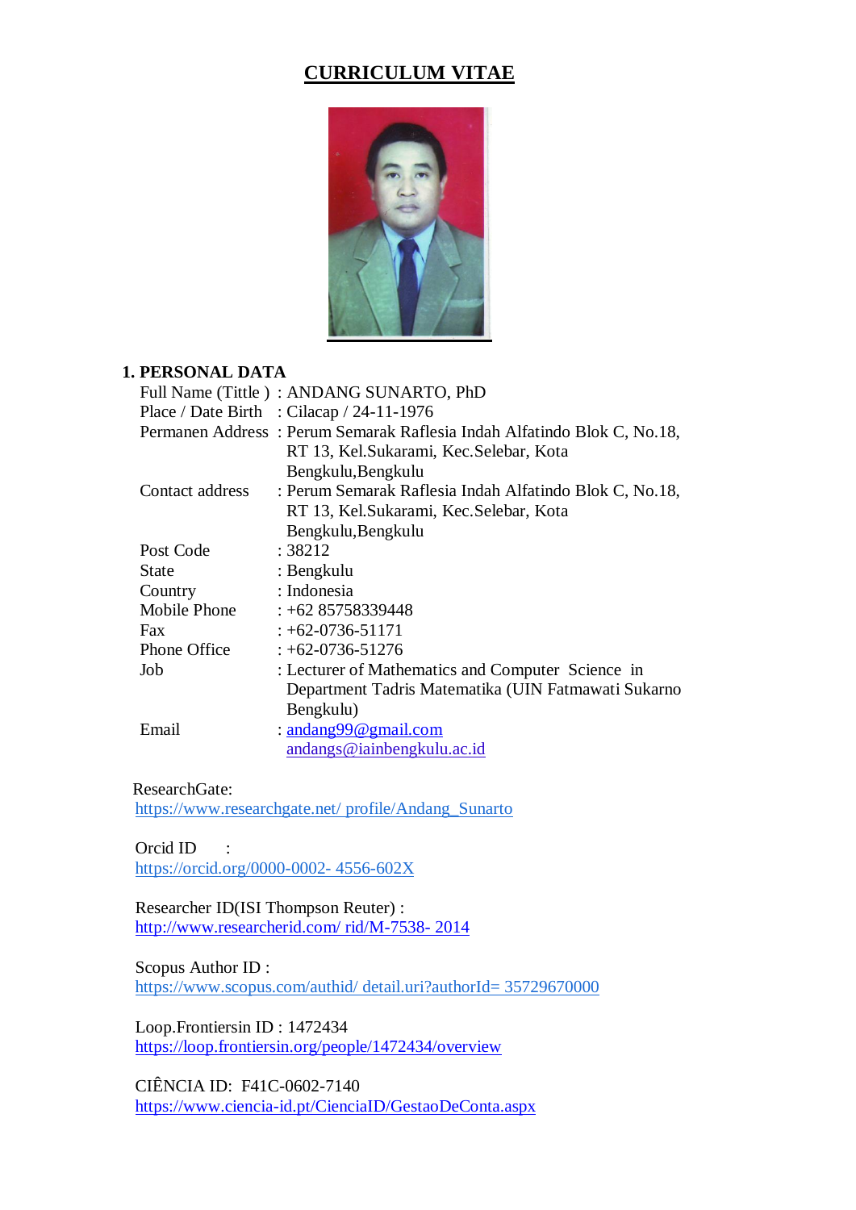# CURRICULUM VITAE

## 1. PERSONAL DATA

| | |
|---|---|
| Full Name (Tittle ) | : ANDANG SUNARTO, PhD |
| Place / Date Birth | : Cilacap / 24-11-1976 |
| Permanen Address | : Perum Semarak Raflesia Indah Alfatindo Blok C, No.18, RT 13, Kel.Sukarami, Kec.Selebar, Kota Bengkulu,Bengkulu |
| Contact address | : Perum Semarak Raflesia Indah Alfatindo Blok C, No.18, RT 13, Kel.Sukarami, Kec.Selebar, Kota Bengkulu,Bengkulu |
| Post Code | : 38212 |
| State | : Bengkulu |
| Country | : Indonesia |
| Mobile Phone | : +62 85758339448 |
| Fax | : +62-0736-51171 |
| Phone Office | : +62-0736-51276 |
| Job | : Lecturer of Mathematics and Computer Science in Department Tadris Matematika (UIN Fatmawati Sukarno Bengkulu) |
| Email | : andang99@gmail.com<br>andangs@iainbengkulu.ac.id |

ResearchGate:
https://www.researchgate.net/ profile/Andang_Sunarto

Orcid ID :
https://orcid.org/0000-0002- 4556-602X

Researcher ID(ISI Thompson Reuter) :
http://www.researcherid.com/ rid/M-7538- 2014

Scopus Author ID :
https://www.scopus.com/authid/ detail.uri?authorId= 35729670000

Loop.Frontiersin ID : 1472434
https://loop.frontiersin.org/people/1472434/overview

CIÊNCIA ID: F41C-0602-7140
https://www.ciencia-id.pt/CienciaID/GestaoDeConta.aspx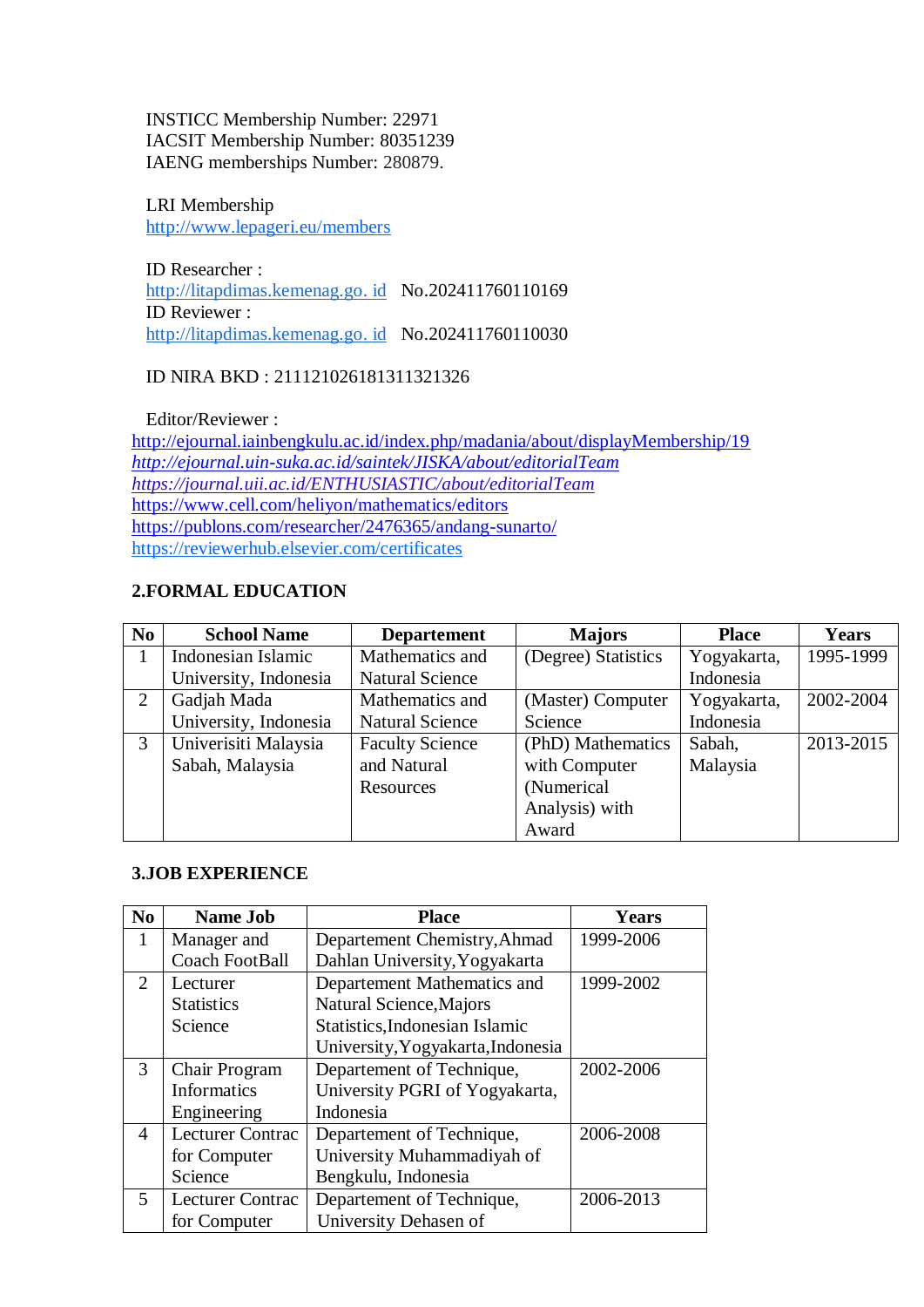INSTICC Membership Number: 22971
IACSIT Membership Number: 80351239
IAENG memberships Number: 280879.

LRI Membership
http://www.lepageri.eu/members

ID Researcher :
http://litapdimas.kemenag.go. id No.202411760110169
ID Reviewer :
http://litapdimas.kemenag.go. id No.202411760110030

ID NIRA BKD : 2111210261813113 21326

Editor/Reviewer :
http://ejournal.iainbengkulu.ac.id/index.php/madania/about/displayMembership/19
*http://ejournal.uin-suka.ac.id/saintek/JISKA/about/editorialTeam*
*https://journal.uii.ac.id/ENTHUSIASTIC/about/editorialTeam*
https://www.cell.com/heliyon/mathematics/editors
https://publons.com/researcher/2476365/andang-sunarto/
https://reviewerhub.elsevier.com/certificates

## 2.FORMAL EDUCATION

| No | School Name | Departement | Majors | Place | Years |
|---|---|---|---|---|---|
| 1 | Indonesian Islamic University, Indonesia | Mathematics and Natural Science | (Degree) Statistics | Yogyakarta, Indonesia | 1995-1999 |
| 2 | Gadjah Mada University, Indonesia | Mathematics and Natural Science | (Master) Computer Science | Yogyakarta, Indonesia | 2002-2004 |
| 3 | Univerisiti Malaysia Sabah, Malaysia | Faculty Science and Natural Resources | (PhD) Mathematics with Computer (Numerical Analysis) with Award | Sabah, Malaysia | 2013-2015 |

## 3.JOB EXPERIENCE

| No | Name Job | Place | Years |
|---|---|---|---|
| 1 | Manager and Coach FootBall | Departement Chemistry,Ahmad Dahlan University,Yogyakarta | 1999-2006 |
| 2 | Lecturer Statistics Science | Departement Mathematics and Natural Science,Majors Statistics,Indonesian Islamic University,Yogyakarta,Indonesia | 1999-2002 |
| 3 | Chair Program Informatics Engineering | Departement of Technique, University PGRI of Yogyakarta, Indonesia | 2002-2006 |
| 4 | Lecturer Contrac for Computer Science | Departement of Technique, University Muhammadiyah of Bengkulu, Indonesia | 2006-2008 |
| 5 | Lecturer Contrac for Computer | Departement of Technique, University Dehasen of | 2006-2013 |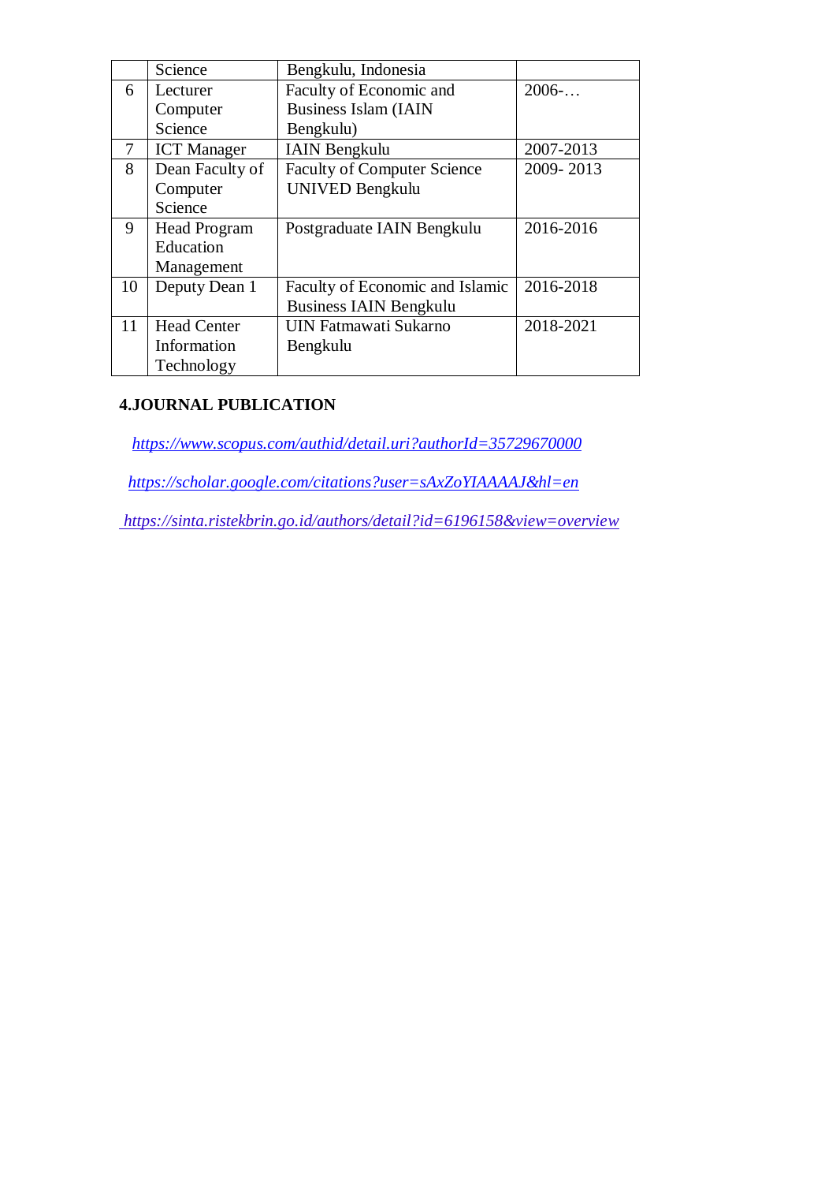| | | | |
|---|---|---|---|
| | Science | Bengkulu, Indonesia | |
| 6 | Lecturer Computer Science | Faculty of Economic and Business Islam (IAIN Bengkulu) | 2006-… |
| 7 | ICT Manager | IAIN Bengkulu | 2007-2013 |
| 8 | Dean Faculty of Computer Science | Faculty of Computer Science UNIVED Bengkulu | 2009- 2013 |
| 9 | Head Program Education Management | Postgraduate IAIN Bengkulu | 2016-2016 |
| 10 | Deputy Dean 1 | Faculty of Economic and Islamic Business IAIN Bengkulu | 2016-2018 |
| 11 | Head Center Information Technology | UIN Fatmawati Sukarno Bengkulu | 2018-2021 |

**4.JOURNAL PUBLICATION**

*https://www.scopus.com/authid/detail.uri?authorId=35729670000*

*https://scholar.google.com/citations?user=sAxZoYIAAAAJ&hl=en*

*https://sinta.ristekbrin.go.id/authors/detail?id=6196158&view=overview*